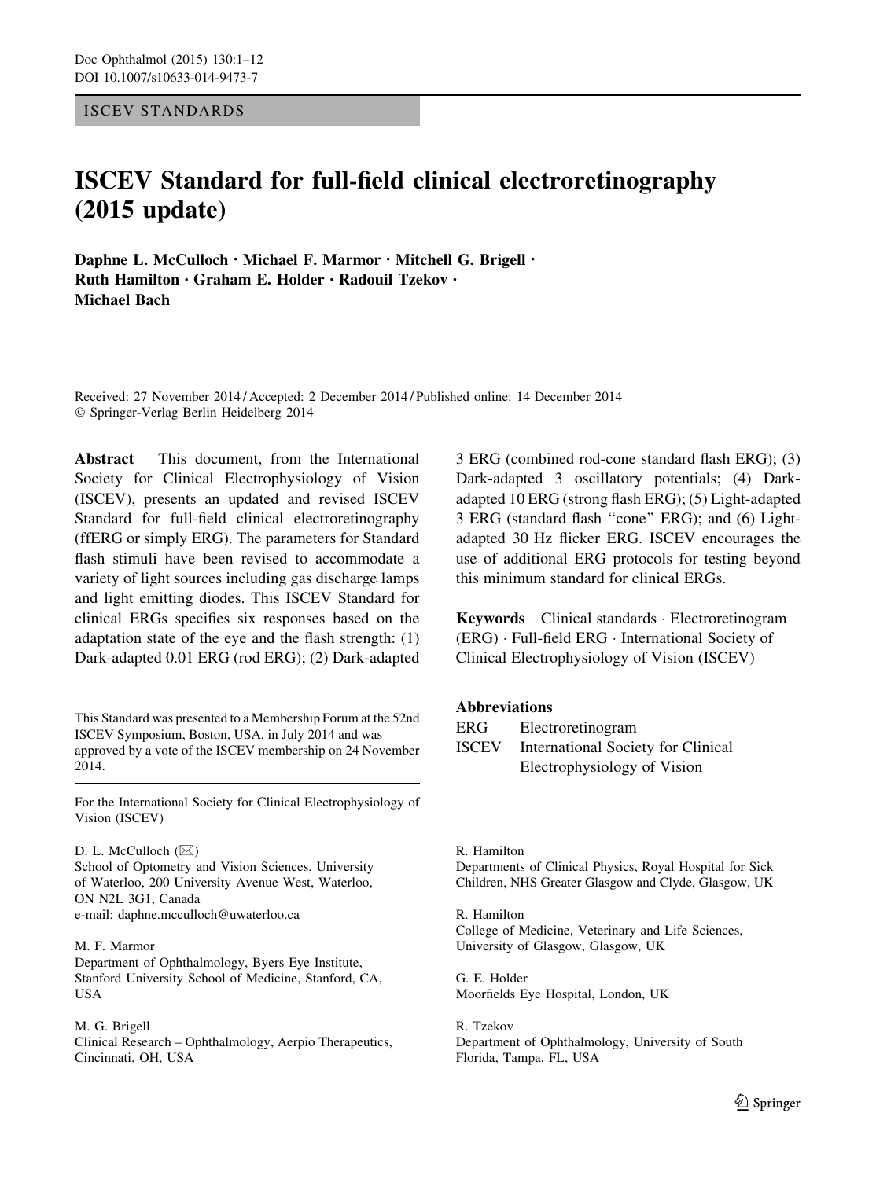ISCEV STANDARDS

# ISCEV Standard for full-field clinical electroretinography (2015 update)

**Daphne L. McCulloch · Michael F. Marmor · Mitchell G. Brigell · Ruth Hamilton · Graham E. Holder · Radouil Tzekov · Michael Bach**

Received: 27 November 2014 / Accepted: 2 December 2014 / Published online: 14 December 2014
© Springer-Verlag Berlin Heidelberg 2014

**Abstract** This document, from the International Society for Clinical Electrophysiology of Vision (ISCEV), presents an updated and revised ISCEV Standard for full-field clinical electroretinography (ffERG or simply ERG). The parameters for Standard flash stimuli have been revised to accommodate a variety of light sources including gas discharge lamps and light emitting diodes. This ISCEV Standard for clinical ERGs specifies six responses based on the adaptation state of the eye and the flash strength: (1) Dark-adapted 0.01 ERG (rod ERG); (2) Dark-adapted 3 ERG (combined rod-cone standard flash ERG); (3) Dark-adapted 3 oscillatory potentials; (4) Dark-adapted 10 ERG (strong flash ERG); (5) Light-adapted 3 ERG (standard flash "cone" ERG); and (6) Light-adapted 30 Hz flicker ERG. ISCEV encourages the use of additional ERG protocols for testing beyond this minimum standard for clinical ERGs.

**Keywords** Clinical standards · Electroretinogram (ERG) · Full-field ERG · International Society of Clinical Electrophysiology of Vision (ISCEV)

**Abbreviations**

| | |
|---|---|
| ERG | Electroretinogram |
| ISCEV | International Society for Clinical Electrophysiology of Vision |

This Standard was presented to a Membership Forum at the 52nd ISCEV Symposium, Boston, USA, in July 2014 and was approved by a vote of the ISCEV membership on 24 November 2014.

For the International Society for Clinical Electrophysiology of Vision (ISCEV)

D. L. McCulloch (✉)
School of Optometry and Vision Sciences, University of Waterloo, 200 University Avenue West, Waterloo, ON N2L 3G1, Canada
e-mail: daphne.mcculloch@uwaterloo.ca

M. F. Marmor
Department of Ophthalmology, Byers Eye Institute, Stanford University School of Medicine, Stanford, CA, USA

M. G. Brigell
Clinical Research – Ophthalmology, Aerpio Therapeutics, Cincinnati, OH, USA

R. Hamilton
Departments of Clinical Physics, Royal Hospital for Sick Children, NHS Greater Glasgow and Clyde, Glasgow, UK

R. Hamilton
College of Medicine, Veterinary and Life Sciences, University of Glasgow, Glasgow, UK

G. E. Holder
Moorfields Eye Hospital, London, UK

R. Tzekov
Department of Ophthalmology, University of South Florida, Tampa, FL, USA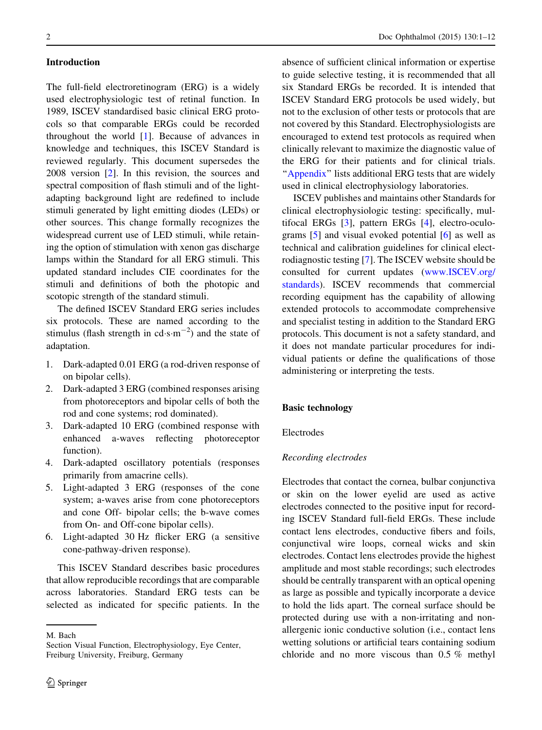## Introduction

The full-field electroretinogram (ERG) is a widely used electrophysiologic test of retinal function. In 1989, ISCEV standardised basic clinical ERG protocols so that comparable ERGs could be recorded throughout the world [1]. Because of advances in knowledge and techniques, this ISCEV Standard is reviewed regularly. This document supersedes the 2008 version [2]. In this revision, the sources and spectral composition of flash stimuli and of the light-adapting background light are redefined to include stimuli generated by light emitting diodes (LEDs) or other sources. This change formally recognizes the widespread current use of LED stimuli, while retaining the option of stimulation with xenon gas discharge lamps within the Standard for all ERG stimuli. This updated standard includes CIE coordinates for the stimuli and definitions of both the photopic and scotopic strength of the standard stimuli.

The defined ISCEV Standard ERG series includes six protocols. These are named according to the stimulus (flash strength in cd·s·m$^{-2}$) and the state of adaptation.

1. Dark-adapted 0.01 ERG (a rod-driven response of on bipolar cells).
2. Dark-adapted 3 ERG (combined responses arising from photoreceptors and bipolar cells of both the rod and cone systems; rod dominated).
3. Dark-adapted 10 ERG (combined response with enhanced a-waves reflecting photoreceptor function).
4. Dark-adapted oscillatory potentials (responses primarily from amacrine cells).
5. Light-adapted 3 ERG (responses of the cone system; a-waves arise from cone photoreceptors and cone Off- bipolar cells; the b-wave comes from On- and Off-cone bipolar cells).
6. Light-adapted 30 Hz flicker ERG (a sensitive cone-pathway-driven response).

This ISCEV Standard describes basic procedures that allow reproducible recordings that are comparable across laboratories. Standard ERG tests can be selected as indicated for specific patients. In the absence of sufficient clinical information or expertise to guide selective testing, it is recommended that all six Standard ERGs be recorded. It is intended that ISCEV Standard ERG protocols be used widely, but not to the exclusion of other tests or protocols that are not covered by this Standard. Electrophysiologists are encouraged to extend test protocols as required when clinically relevant to maximize the diagnostic value of the ERG for their patients and for clinical trials. "Appendix" lists additional ERG tests that are widely used in clinical electrophysiology laboratories.

ISCEV publishes and maintains other Standards for clinical electrophysiologic testing: specifically, multifocal ERGs [3], pattern ERGs [4], electro-oculograms [5] and visual evoked potential [6] as well as technical and calibration guidelines for clinical electrodiagnostic testing [7]. The ISCEV website should be consulted for current updates (www.ISCEV.org/standards). ISCEV recommends that commercial recording equipment has the capability of allowing extended protocols to accommodate comprehensive and specialist testing in addition to the Standard ERG protocols. This document is not a safety standard, and it does not mandate particular procedures for individual patients or define the qualifications of those administering or interpreting the tests.

M. Bach
Section Visual Function, Electrophysiology, Eye Center, Freiburg University, Freiburg, Germany

## Basic technology

### Electrodes

#### *Recording electrodes*

Electrodes that contact the cornea, bulbar conjunctiva or skin on the lower eyelid are used as active electrodes connected to the positive input for recording ISCEV Standard full-field ERGs. These include contact lens electrodes, conductive fibers and foils, conjunctival wire loops, corneal wicks and skin electrodes. Contact lens electrodes provide the highest amplitude and most stable recordings; such electrodes should be centrally transparent with an optical opening as large as possible and typically incorporate a device to hold the lids apart. The corneal surface should be protected during use with a non-irritating and non-allergenic ionic conductive solution (i.e., contact lens wetting solutions or artificial tears containing sodium chloride and no more viscous than 0.5 % methyl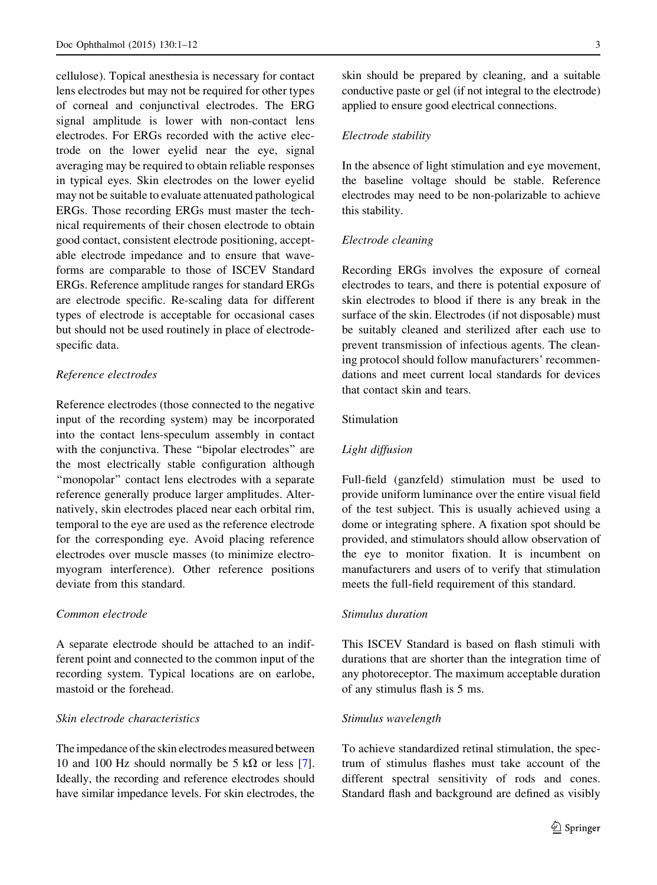cellulose). Topical anesthesia is necessary for contact lens electrodes but may not be required for other types of corneal and conjunctival electrodes. The ERG signal amplitude is lower with non-contact lens electrodes. For ERGs recorded with the active electrode on the lower eyelid near the eye, signal averaging may be required to obtain reliable responses in typical eyes. Skin electrodes on the lower eyelid may not be suitable to evaluate attenuated pathological ERGs. Those recording ERGs must master the technical requirements of their chosen electrode to obtain good contact, consistent electrode positioning, acceptable electrode impedance and to ensure that waveforms are comparable to those of ISCEV Standard ERGs. Reference amplitude ranges for standard ERGs are electrode specific. Re-scaling data for different types of electrode is acceptable for occasional cases but should not be used routinely in place of electrode-specific data.

*Reference electrodes*

Reference electrodes (those connected to the negative input of the recording system) may be incorporated into the contact lens-speculum assembly in contact with the conjunctiva. These "bipolar electrodes" are the most electrically stable configuration although "monopolar" contact lens electrodes with a separate reference generally produce larger amplitudes. Alternatively, skin electrodes placed near each orbital rim, temporal to the eye are used as the reference electrode for the corresponding eye. Avoid placing reference electrodes over muscle masses (to minimize electromyogram interference). Other reference positions deviate from this standard.

*Common electrode*

A separate electrode should be attached to an indifferent point and connected to the common input of the recording system. Typical locations are on earlobe, mastoid or the forehead.

*Skin electrode characteristics*

The impedance of the skin electrodes measured between 10 and 100 Hz should normally be 5 kΩ or less [7]. Ideally, the recording and reference electrodes should have similar impedance levels. For skin electrodes, the skin should be prepared by cleaning, and a suitable conductive paste or gel (if not integral to the electrode) applied to ensure good electrical connections.

*Electrode stability*

In the absence of light stimulation and eye movement, the baseline voltage should be stable. Reference electrodes may need to be non-polarizable to achieve this stability.

*Electrode cleaning*

Recording ERGs involves the exposure of corneal electrodes to tears, and there is potential exposure of skin electrodes to blood if there is any break in the surface of the skin. Electrodes (if not disposable) must be suitably cleaned and sterilized after each use to prevent transmission of infectious agents. The cleaning protocol should follow manufacturers' recommendations and meet current local standards for devices that contact skin and tears.

## Stimulation

*Light diffusion*

Full-field (ganzfeld) stimulation must be used to provide uniform luminance over the entire visual field of the test subject. This is usually achieved using a dome or integrating sphere. A fixation spot should be provided, and stimulators should allow observation of the eye to monitor fixation. It is incumbent on manufacturers and users of to verify that stimulation meets the full-field requirement of this standard.

*Stimulus duration*

This ISCEV Standard is based on flash stimuli with durations that are shorter than the integration time of any photoreceptor. The maximum acceptable duration of any stimulus flash is 5 ms.

*Stimulus wavelength*

To achieve standardized retinal stimulation, the spectrum of stimulus flashes must take account of the different spectral sensitivity of rods and cones. Standard flash and background are defined as visibly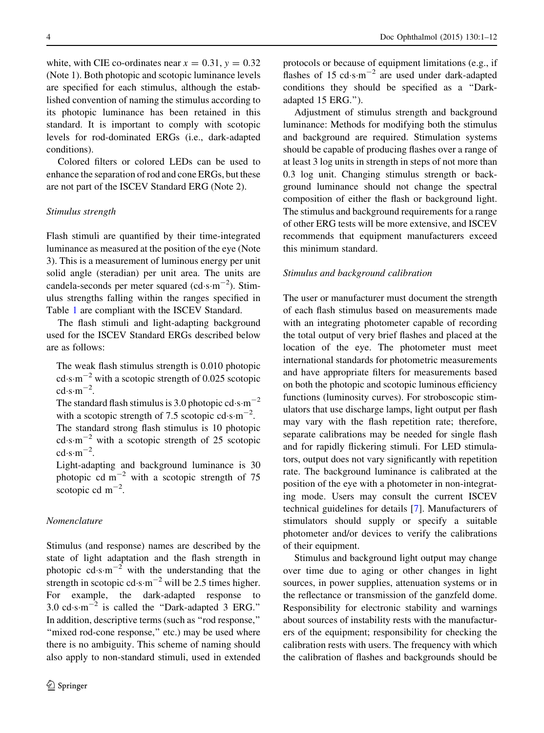white, with CIE co-ordinates near $x = 0.31$, $y = 0.32$ (Note 1). Both photopic and scotopic luminance levels are specified for each stimulus, although the established convention of naming the stimulus according to its photopic luminance has been retained in this standard. It is important to comply with scotopic levels for rod-dominated ERGs (i.e., dark-adapted conditions).

Colored filters or colored LEDs can be used to enhance the separation of rod and cone ERGs, but these are not part of the ISCEV Standard ERG (Note 2).

*Stimulus strength*

Flash stimuli are quantified by their time-integrated luminance as measured at the position of the eye (Note 3). This is a measurement of luminous energy per unit solid angle (steradian) per unit area. The units are candela-seconds per meter squared ($cd \cdot s \cdot m^{-2}$). Stimulus strengths falling within the ranges specified in Table 1 are compliant with the ISCEV Standard.

The flash stimuli and light-adapting background used for the ISCEV Standard ERGs described below are as follows:

The weak flash stimulus strength is 0.010 photopic $cd \cdot s \cdot m^{-2}$ with a scotopic strength of 0.025 scotopic $cd \cdot s \cdot m^{-2}$.

The standard flash stimulus is 3.0 photopic $cd \cdot s \cdot m^{-2}$ with a scotopic strength of 7.5 scotopic $cd \cdot s \cdot m^{-2}$.

The standard strong flash stimulus is 10 photopic $cd \cdot s \cdot m^{-2}$ with a scotopic strength of 25 scotopic $cd \cdot s \cdot m^{-2}$.

Light-adapting and background luminance is 30 photopic $cd\ m^{-2}$ with a scotopic strength of 75 scotopic $cd\ m^{-2}$.

*Nomenclature*

Stimulus (and response) names are described by the state of light adaptation and the flash strength in photopic $cd \cdot s \cdot m^{-2}$ with the understanding that the strength in scotopic $cd \cdot s \cdot m^{-2}$ will be 2.5 times higher. For example, the dark-adapted response to 3.0 $cd \cdot s \cdot m^{-2}$ is called the "Dark-adapted 3 ERG." In addition, descriptive terms (such as "rod response," "mixed rod-cone response," etc.) may be used where there is no ambiguity. This scheme of naming should also apply to non-standard stimuli, used in extended protocols or because of equipment limitations (e.g., if flashes of 15 $cd \cdot s \cdot m^{-2}$ are used under dark-adapted conditions they should be specified as a "Dark-adapted 15 ERG.").

Adjustment of stimulus strength and background luminance: Methods for modifying both the stimulus and background are required. Stimulation systems should be capable of producing flashes over a range of at least 3 log units in strength in steps of not more than 0.3 log unit. Changing stimulus strength or background luminance should not change the spectral composition of either the flash or background light. The stimulus and background requirements for a range of other ERG tests will be more extensive, and ISCEV recommends that equipment manufacturers exceed this minimum standard.

*Stimulus and background calibration*

The user or manufacturer must document the strength of each flash stimulus based on measurements made with an integrating photometer capable of recording the total output of very brief flashes and placed at the location of the eye. The photometer must meet international standards for photometric measurements and have appropriate filters for measurements based on both the photopic and scotopic luminous efficiency functions (luminosity curves). For stroboscopic stimulators that use discharge lamps, light output per flash may vary with the flash repetition rate; therefore, separate calibrations may be needed for single flash and for rapidly flickering stimuli. For LED stimulators, output does not vary significantly with repetition rate. The background luminance is calibrated at the position of the eye with a photometer in non-integrating mode. Users may consult the current ISCEV technical guidelines for details [7]. Manufacturers of stimulators should supply or specify a suitable photometer and/or devices to verify the calibrations of their equipment.

Stimulus and background light output may change over time due to aging or other changes in light sources, in power supplies, attenuation systems or in the reflectance or transmission of the ganzfeld dome. Responsibility for electronic stability and warnings about sources of instability rests with the manufacturers of the equipment; responsibility for checking the calibration rests with users. The frequency with which the calibration of flashes and backgrounds should be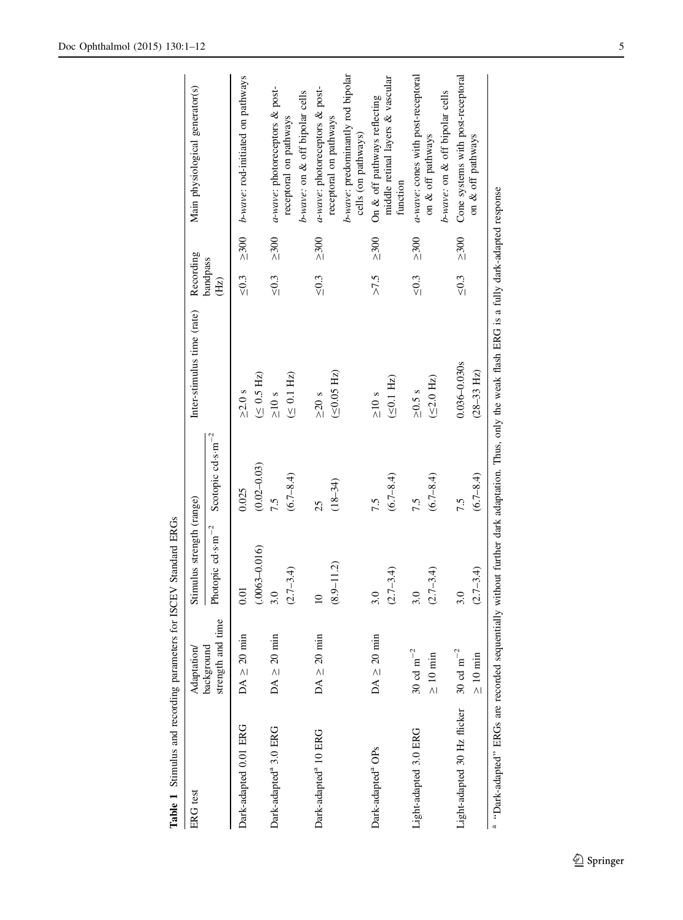**Table 1** Stimulus and recording parameters for ISCEV Standard ERGs

| ERG test | Adaptation/ background strength and time | Stimulus strength (range) | | Inter-stimulus time (rate) | Recording bandpass (Hz) | | Main physiological generator(s) |
|---|---|---|---|---|---|---|---|
| | | Photopic cd·s·m$^{-2}$ | Scotopic cd·s·m$^{-2}$ | | | | |
| Dark-adapted 0.01 ERG | DA ≥ 20 min | 0.01 (.0063–0.016) | 0.025 (0.02–0.03) | ≥2.0 s (≤ 0.5 Hz) | ≤0.3 | ≥300 | *b-wave:* rod-initiated on pathways |
| Dark-adapted[a] 3.0 ERG | DA ≥ 20 min | 3.0 (2.7–3.4) | 7.5 (6.7–8.4) | ≥10 s (≤ 0.1 Hz) | ≤0.3 | ≥300 | *a-wave:* photoreceptors & post-receptoral on pathways; *b-wave:* on & off bipolar cells |
| Dark-adapted[a] 10 ERG | DA ≥ 20 min | 10 (8.9–11.2) | 25 (18–34) | ≥20 s (≤0.05 Hz) | ≤0.3 | ≥300 | *a-wave:* photoreceptors & post-receptoral on pathways; *b-wave:* predominantly rod bipolar cells (on pathways) |
| Dark-adapted[a] OPs | DA ≥ 20 min | 3.0 (2.7–3.4) | 7.5 (6.7–8.4) | ≥10 s (≤0.1 Hz) | >7.5 | ≥300 | On & off pathways reflecting middle retinal layers & vascular function |
| Light-adapted 3.0 ERG | 30 cd m$^{-2}$ ≥ 10 min | 3.0 (2.7–3.4) | 7.5 (6.7–8.4) | ≥0.5 s (≤2.0 Hz) | ≤0.3 | ≥300 | *a-wave:* cones with post-receptoral on & off pathways; *b-wave:* on & off bipolar cells |
| Light-adapted 30 Hz flicker | 30 cd m$^{-2}$ ≥ 10 min | 3.0 (2.7–3.4) | 7.5 (6.7–8.4) | 0.036–0.030s (28–33 Hz) | ≤0.3 | ≥300 | Cone systems with post-receptoral on & off pathways |

[a] "Dark-adapted" ERGs are recorded sequentially without further dark adaptation. Thus, only the weak flash ERG is a fully dark-adapted response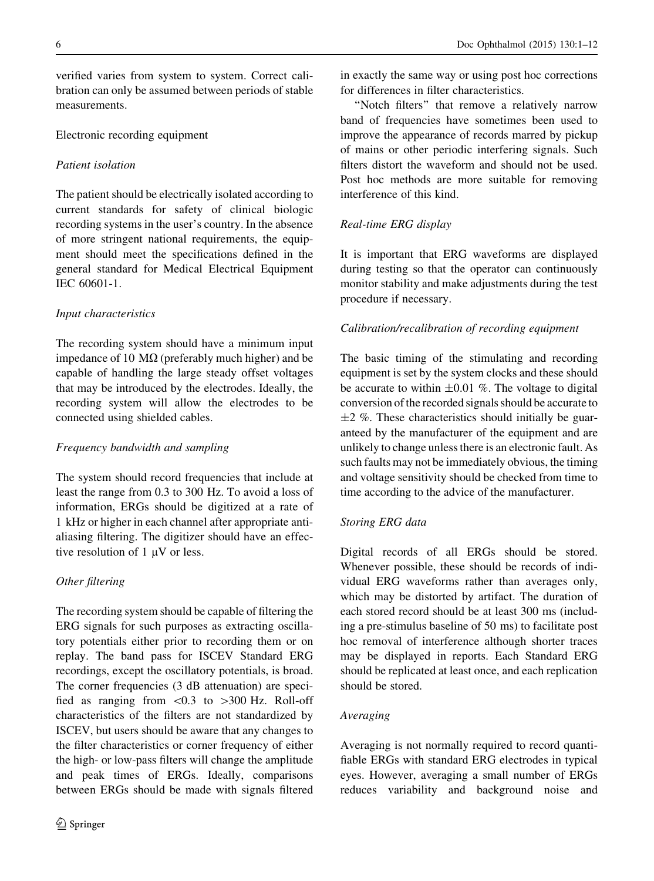verified varies from system to system. Correct calibration can only be assumed between periods of stable measurements.

## Electronic recording equipment

### *Patient isolation*

The patient should be electrically isolated according to current standards for safety of clinical biologic recording systems in the user's country. In the absence of more stringent national requirements, the equipment should meet the specifications defined in the general standard for Medical Electrical Equipment IEC 60601-1.

### *Input characteristics*

The recording system should have a minimum input impedance of 10 MΩ (preferably much higher) and be capable of handling the large steady offset voltages that may be introduced by the electrodes. Ideally, the recording system will allow the electrodes to be connected using shielded cables.

### *Frequency bandwidth and sampling*

The system should record frequencies that include at least the range from 0.3 to 300 Hz. To avoid a loss of information, ERGs should be digitized at a rate of 1 kHz or higher in each channel after appropriate anti-aliasing filtering. The digitizer should have an effective resolution of 1 μV or less.

### *Other filtering*

The recording system should be capable of filtering the ERG signals for such purposes as extracting oscillatory potentials either prior to recording them or on replay. The band pass for ISCEV Standard ERG recordings, except the oscillatory potentials, is broad. The corner frequencies (3 dB attenuation) are specified as ranging from <0.3 to >300 Hz. Roll-off characteristics of the filters are not standardized by ISCEV, but users should be aware that any changes to the filter characteristics or corner frequency of either the high- or low-pass filters will change the amplitude and peak times of ERGs. Ideally, comparisons between ERGs should be made with signals filtered in exactly the same way or using post hoc corrections for differences in filter characteristics.

"Notch filters" that remove a relatively narrow band of frequencies have sometimes been used to improve the appearance of records marred by pickup of mains or other periodic interfering signals. Such filters distort the waveform and should not be used. Post hoc methods are more suitable for removing interference of this kind.

### *Real-time ERG display*

It is important that ERG waveforms are displayed during testing so that the operator can continuously monitor stability and make adjustments during the test procedure if necessary.

### *Calibration/recalibration of recording equipment*

The basic timing of the stimulating and recording equipment is set by the system clocks and these should be accurate to within ±0.01 %. The voltage to digital conversion of the recorded signals should be accurate to ±2 %. These characteristics should initially be guaranteed by the manufacturer of the equipment and are unlikely to change unless there is an electronic fault. As such faults may not be immediately obvious, the timing and voltage sensitivity should be checked from time to time according to the advice of the manufacturer.

### *Storing ERG data*

Digital records of all ERGs should be stored. Whenever possible, these should be records of individual ERG waveforms rather than averages only, which may be distorted by artifact. The duration of each stored record should be at least 300 ms (including a pre-stimulus baseline of 50 ms) to facilitate post hoc removal of interference although shorter traces may be displayed in reports. Each Standard ERG should be replicated at least once, and each replication should be stored.

### *Averaging*

Averaging is not normally required to record quantifiable ERGs with standard ERG electrodes in typical eyes. However, averaging a small number of ERGs reduces variability and background noise and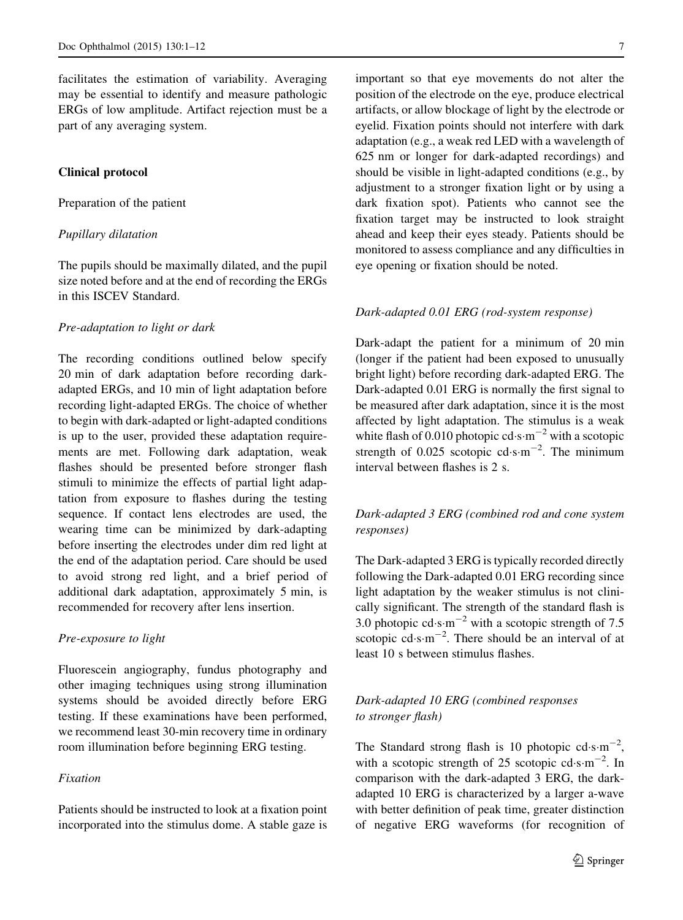facilitates the estimation of variability. Averaging may be essential to identify and measure pathologic ERGs of low amplitude. Artifact rejection must be a part of any averaging system.

## Clinical protocol

### Preparation of the patient

#### *Pupillary dilatation*

The pupils should be maximally dilated, and the pupil size noted before and at the end of recording the ERGs in this ISCEV Standard.

#### *Pre-adaptation to light or dark*

The recording conditions outlined below specify 20 min of dark adaptation before recording dark-adapted ERGs, and 10 min of light adaptation before recording light-adapted ERGs. The choice of whether to begin with dark-adapted or light-adapted conditions is up to the user, provided these adaptation requirements are met. Following dark adaptation, weak flashes should be presented before stronger flash stimuli to minimize the effects of partial light adaptation from exposure to flashes during the testing sequence. If contact lens electrodes are used, the wearing time can be minimized by dark-adapting before inserting the electrodes under dim red light at the end of the adaptation period. Care should be used to avoid strong red light, and a brief period of additional dark adaptation, approximately 5 min, is recommended for recovery after lens insertion.

#### *Pre-exposure to light*

Fluorescein angiography, fundus photography and other imaging techniques using strong illumination systems should be avoided directly before ERG testing. If these examinations have been performed, we recommend least 30-min recovery time in ordinary room illumination before beginning ERG testing.

#### *Fixation*

Patients should be instructed to look at a fixation point incorporated into the stimulus dome. A stable gaze is important so that eye movements do not alter the position of the electrode on the eye, produce electrical artifacts, or allow blockage of light by the electrode or eyelid. Fixation points should not interfere with dark adaptation (e.g., a weak red LED with a wavelength of 625 nm or longer for dark-adapted recordings) and should be visible in light-adapted conditions (e.g., by adjustment to a stronger fixation light or by using a dark fixation spot). Patients who cannot see the fixation target may be instructed to look straight ahead and keep their eyes steady. Patients should be monitored to assess compliance and any difficulties in eye opening or fixation should be noted.

### *Dark-adapted 0.01 ERG (rod-system response)*

Dark-adapt the patient for a minimum of 20 min (longer if the patient had been exposed to unusually bright light) before recording dark-adapted ERG. The Dark-adapted 0.01 ERG is normally the first signal to be measured after dark adaptation, since it is the most affected by light adaptation. The stimulus is a weak white flash of 0.010 photopic cd·s·m$^{-2}$ with a scotopic strength of 0.025 scotopic cd·s·m$^{-2}$. The minimum interval between flashes is 2 s.

### *Dark-adapted 3 ERG (combined rod and cone system responses)*

The Dark-adapted 3 ERG is typically recorded directly following the Dark-adapted 0.01 ERG recording since light adaptation by the weaker stimulus is not clinically significant. The strength of the standard flash is 3.0 photopic cd·s·m$^{-2}$ with a scotopic strength of 7.5 scotopic cd·s·m$^{-2}$. There should be an interval of at least 10 s between stimulus flashes.

### *Dark-adapted 10 ERG (combined responses to stronger flash)*

The Standard strong flash is 10 photopic cd·s·m$^{-2}$, with a scotopic strength of 25 scotopic cd·s·m$^{-2}$. In comparison with the dark-adapted 3 ERG, the dark-adapted 10 ERG is characterized by a larger a-wave with better definition of peak time, greater distinction of negative ERG waveforms (for recognition of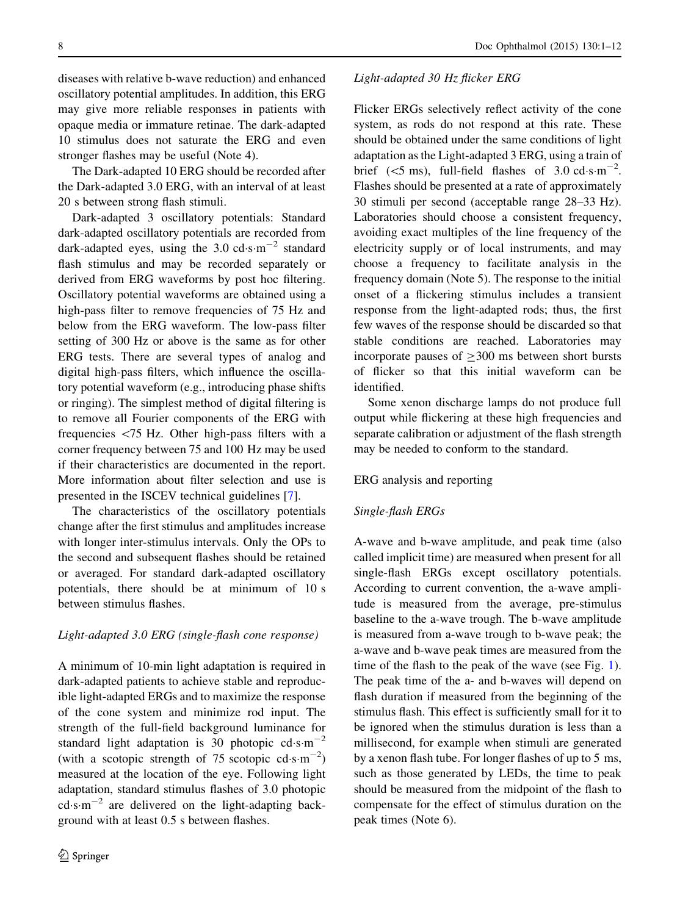diseases with relative b-wave reduction) and enhanced oscillatory potential amplitudes. In addition, this ERG may give more reliable responses in patients with opaque media or immature retinae. The dark-adapted 10 stimulus does not saturate the ERG and even stronger flashes may be useful (Note 4).

The Dark-adapted 10 ERG should be recorded after the Dark-adapted 3.0 ERG, with an interval of at least 20 s between strong flash stimuli.

Dark-adapted 3 oscillatory potentials: Standard dark-adapted oscillatory potentials are recorded from dark-adapted eyes, using the 3.0 cd·s·m$^{-2}$ standard flash stimulus and may be recorded separately or derived from ERG waveforms by post hoc filtering. Oscillatory potential waveforms are obtained using a high-pass filter to remove frequencies of 75 Hz and below from the ERG waveform. The low-pass filter setting of 300 Hz or above is the same as for other ERG tests. There are several types of analog and digital high-pass filters, which influence the oscillatory potential waveform (e.g., introducing phase shifts or ringing). The simplest method of digital filtering is to remove all Fourier components of the ERG with frequencies <75 Hz. Other high-pass filters with a corner frequency between 75 and 100 Hz may be used if their characteristics are documented in the report. More information about filter selection and use is presented in the ISCEV technical guidelines [7].

The characteristics of the oscillatory potentials change after the first stimulus and amplitudes increase with longer inter-stimulus intervals. Only the OPs to the second and subsequent flashes should be retained or averaged. For standard dark-adapted oscillatory potentials, there should be at minimum of 10 s between stimulus flashes.

*Light-adapted 3.0 ERG (single-flash cone response)*

A minimum of 10-min light adaptation is required in dark-adapted patients to achieve stable and reproducible light-adapted ERGs and to maximize the response of the cone system and minimize rod input. The strength of the full-field background luminance for standard light adaptation is 30 photopic cd·s·m$^{-2}$ (with a scotopic strength of 75 scotopic cd·s·m$^{-2}$) measured at the location of the eye. Following light adaptation, standard stimulus flashes of 3.0 photopic cd·s·m$^{-2}$ are delivered on the light-adapting background with at least 0.5 s between flashes.

*Light-adapted 30 Hz flicker ERG*

Flicker ERGs selectively reflect activity of the cone system, as rods do not respond at this rate. These should be obtained under the same conditions of light adaptation as the Light-adapted 3 ERG, using a train of brief (<5 ms), full-field flashes of 3.0 cd·s·m$^{-2}$. Flashes should be presented at a rate of approximately 30 stimuli per second (acceptable range 28–33 Hz). Laboratories should choose a consistent frequency, avoiding exact multiples of the line frequency of the electricity supply or of local instruments, and may choose a frequency to facilitate analysis in the frequency domain (Note 5). The response to the initial onset of a flickering stimulus includes a transient response from the light-adapted rods; thus, the first few waves of the response should be discarded so that stable conditions are reached. Laboratories may incorporate pauses of $\geq$300 ms between short bursts of flicker so that this initial waveform can be identified.

Some xenon discharge lamps do not produce full output while flickering at these high frequencies and separate calibration or adjustment of the flash strength may be needed to conform to the standard.

## ERG analysis and reporting

*Single-flash ERGs*

A-wave and b-wave amplitude, and peak time (also called implicit time) are measured when present for all single-flash ERGs except oscillatory potentials. According to current convention, the a-wave amplitude is measured from the average, pre-stimulus baseline to the a-wave trough. The b-wave amplitude is measured from a-wave trough to b-wave peak; the a-wave and b-wave peak times are measured from the time of the flash to the peak of the wave (see Fig. 1). The peak time of the a- and b-waves will depend on flash duration if measured from the beginning of the stimulus flash. This effect is sufficiently small for it to be ignored when the stimulus duration is less than a millisecond, for example when stimuli are generated by a xenon flash tube. For longer flashes of up to 5 ms, such as those generated by LEDs, the time to peak should be measured from the midpoint of the flash to compensate for the effect of stimulus duration on the peak times (Note 6).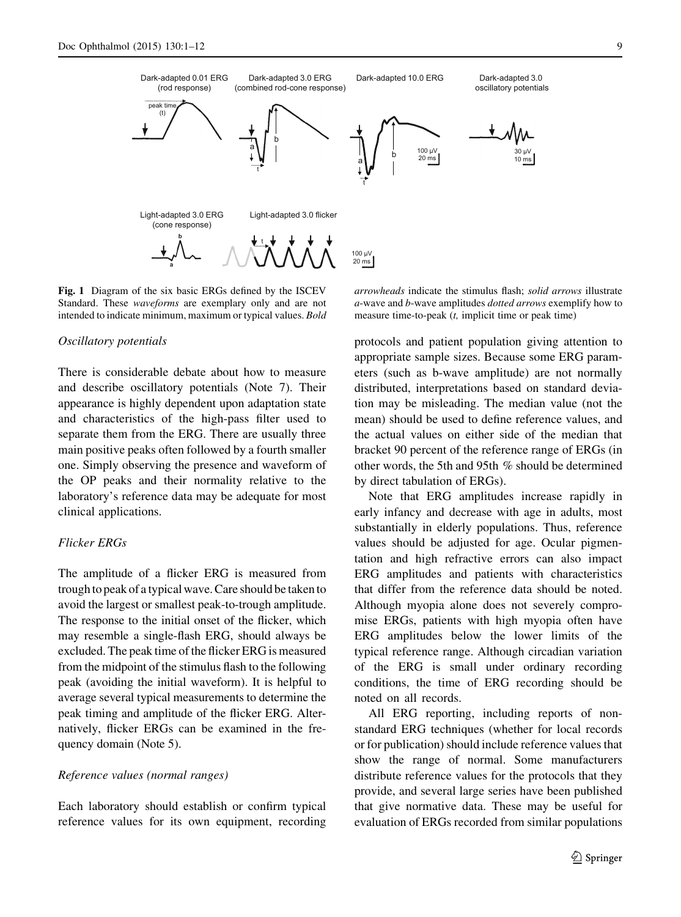Dark-adapted 0.01 ERG (rod response)

peak time (t)

Dark-adapted 3.0 ERG (combined rod-cone response)

a

b

t

Dark-adapted 10.0 ERG

a

b

t

100 µV 20 ms

Dark-adapted 3.0 oscillatory potentials

30 µV 10 ms

Light-adapted 3.0 ERG (cone response)

b

a

Light-adapted 3.0 flicker

t

100 µV 20 ms

**Fig. 1** Diagram of the six basic ERGs defined by the ISCEV Standard. These *waveforms* are exemplary only and are not intended to indicate minimum, maximum or typical values. *Bold arrowheads* indicate the stimulus flash; *solid arrows* illustrate *a*-wave and *b*-wave amplitudes *dotted arrows* exemplify how to measure time-to-peak (*t,* implicit time or peak time)

### *Oscillatory potentials*

There is considerable debate about how to measure and describe oscillatory potentials (Note 7). Their appearance is highly dependent upon adaptation state and characteristics of the high-pass filter used to separate them from the ERG. There are usually three main positive peaks often followed by a fourth smaller one. Simply observing the presence and waveform of the OP peaks and their normality relative to the laboratory's reference data may be adequate for most clinical applications.

### *Flicker ERGs*

The amplitude of a flicker ERG is measured from trough to peak of a typical wave. Care should be taken to avoid the largest or smallest peak-to-trough amplitude. The response to the initial onset of the flicker, which may resemble a single-flash ERG, should always be excluded. The peak time of the flicker ERG is measured from the midpoint of the stimulus flash to the following peak (avoiding the initial waveform). It is helpful to average several typical measurements to determine the peak timing and amplitude of the flicker ERG. Alternatively, flicker ERGs can be examined in the frequency domain (Note 5).

### *Reference values (normal ranges)*

Each laboratory should establish or confirm typical reference values for its own equipment, recording protocols and patient population giving attention to appropriate sample sizes. Because some ERG parameters (such as b-wave amplitude) are not normally distributed, interpretations based on standard deviation may be misleading. The median value (not the mean) should be used to define reference values, and the actual values on either side of the median that bracket 90 percent of the reference range of ERGs (in other words, the 5th and 95th % should be determined by direct tabulation of ERGs).

Note that ERG amplitudes increase rapidly in early infancy and decrease with age in adults, most substantially in elderly populations. Thus, reference values should be adjusted for age. Ocular pigmentation and high refractive errors can also impact ERG amplitudes and patients with characteristics that differ from the reference data should be noted. Although myopia alone does not severely compromise ERGs, patients with high myopia often have ERG amplitudes below the lower limits of the typical reference range. Although circadian variation of the ERG is small under ordinary recording conditions, the time of ERG recording should be noted on all records.

All ERG reporting, including reports of non-standard ERG techniques (whether for local records or for publication) should include reference values that show the range of normal. Some manufacturers distribute reference values for the protocols that they provide, and several large series have been published that give normative data. These may be useful for evaluation of ERGs recorded from similar populations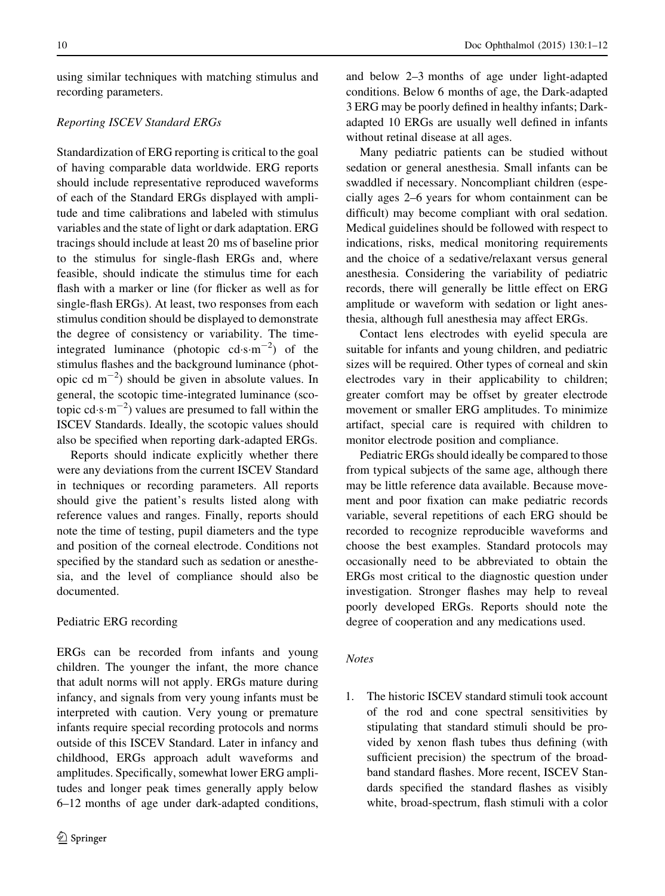using similar techniques with matching stimulus and recording parameters.

*Reporting ISCEV Standard ERGs*

Standardization of ERG reporting is critical to the goal of having comparable data worldwide. ERG reports should include representative reproduced waveforms of each of the Standard ERGs displayed with amplitude and time calibrations and labeled with stimulus variables and the state of light or dark adaptation. ERG tracings should include at least 20 ms of baseline prior to the stimulus for single-flash ERGs and, where feasible, should indicate the stimulus time for each flash with a marker or line (for flicker as well as for single-flash ERGs). At least, two responses from each stimulus condition should be displayed to demonstrate the degree of consistency or variability. The time-integrated luminance (photopic cd·s·$m^{-2}$) of the stimulus flashes and the background luminance (photopic cd $m^{-2}$) should be given in absolute values. In general, the scotopic time-integrated luminance (scotopic cd·s·$m^{-2}$) values are presumed to fall within the ISCEV Standards. Ideally, the scotopic values should also be specified when reporting dark-adapted ERGs.

Reports should indicate explicitly whether there were any deviations from the current ISCEV Standard in techniques or recording parameters. All reports should give the patient's results listed along with reference values and ranges. Finally, reports should note the time of testing, pupil diameters and the type and position of the corneal electrode. Conditions not specified by the standard such as sedation or anesthesia, and the level of compliance should also be documented.

## Pediatric ERG recording

ERGs can be recorded from infants and young children. The younger the infant, the more chance that adult norms will not apply. ERGs mature during infancy, and signals from very young infants must be interpreted with caution. Very young or premature infants require special recording protocols and norms outside of this ISCEV Standard. Later in infancy and childhood, ERGs approach adult waveforms and amplitudes. Specifically, somewhat lower ERG amplitudes and longer peak times generally apply below 6–12 months of age under dark-adapted conditions, and below 2–3 months of age under light-adapted conditions. Below 6 months of age, the Dark-adapted 3 ERG may be poorly defined in healthy infants; Dark-adapted 10 ERGs are usually well defined in infants without retinal disease at all ages.

Many pediatric patients can be studied without sedation or general anesthesia. Small infants can be swaddled if necessary. Noncompliant children (especially ages 2–6 years for whom containment can be difficult) may become compliant with oral sedation. Medical guidelines should be followed with respect to indications, risks, medical monitoring requirements and the choice of a sedative/relaxant versus general anesthesia. Considering the variability of pediatric records, there will generally be little effect on ERG amplitude or waveform with sedation or light anesthesia, although full anesthesia may affect ERGs.

Contact lens electrodes with eyelid specula are suitable for infants and young children, and pediatric sizes will be required. Other types of corneal and skin electrodes vary in their applicability to children; greater comfort may be offset by greater electrode movement or smaller ERG amplitudes. To minimize artifact, special care is required with children to monitor electrode position and compliance.

Pediatric ERGs should ideally be compared to those from typical subjects of the same age, although there may be little reference data available. Because movement and poor fixation can make pediatric records variable, several repetitions of each ERG should be recorded to recognize reproducible waveforms and choose the best examples. Standard protocols may occasionally need to be abbreviated to obtain the ERGs most critical to the diagnostic question under investigation. Stronger flashes may help to reveal poorly developed ERGs. Reports should note the degree of cooperation and any medications used.

*Notes*

1. The historic ISCEV standard stimuli took account of the rod and cone spectral sensitivities by stipulating that standard stimuli should be provided by xenon flash tubes thus defining (with sufficient precision) the spectrum of the broadband standard flashes. More recent, ISCEV Standards specified the standard flashes as visibly white, broad-spectrum, flash stimuli with a color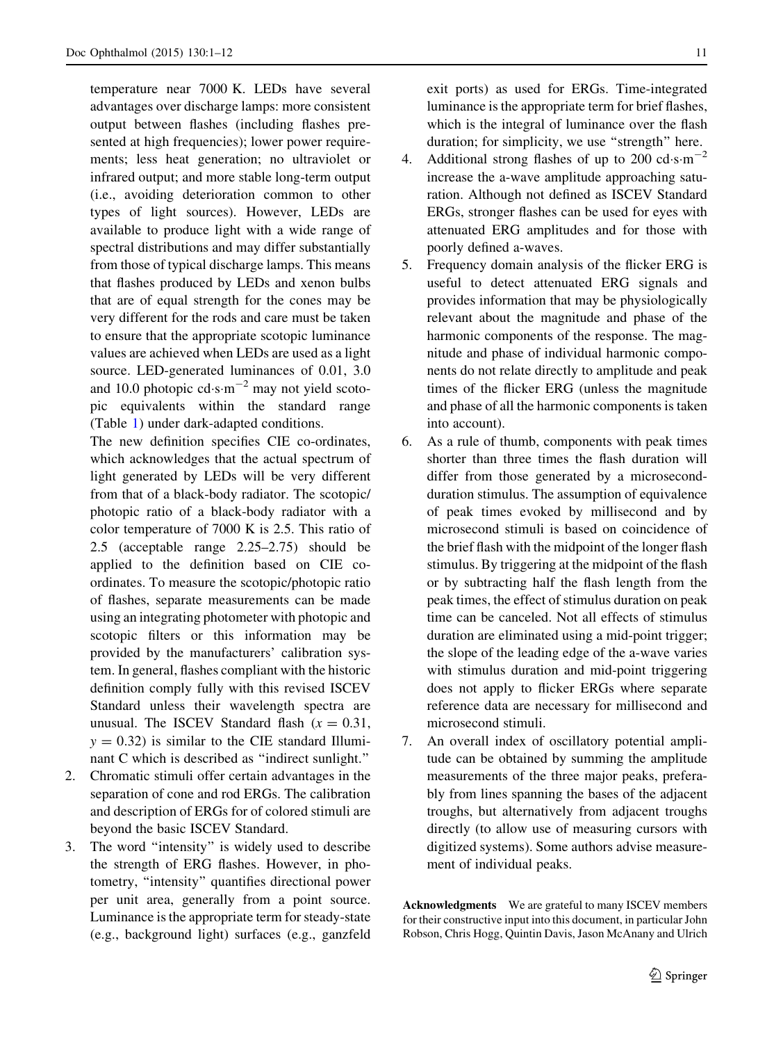temperature near 7000 K. LEDs have several advantages over discharge lamps: more consistent output between flashes (including flashes presented at high frequencies); lower power requirements; less heat generation; no ultraviolet or infrared output; and more stable long-term output (i.e., avoiding deterioration common to other types of light sources). However, LEDs are available to produce light with a wide range of spectral distributions and may differ substantially from those of typical discharge lamps. This means that flashes produced by LEDs and xenon bulbs that are of equal strength for the cones may be very different for the rods and care must be taken to ensure that the appropriate scotopic luminance values are achieved when LEDs are used as a light source. LED-generated luminances of 0.01, 3.0 and 10.0 photopic cd·s·m$^{-2}$ may not yield scotopic equivalents within the standard range (Table 1) under dark-adapted conditions.

   The new definition specifies CIE co-ordinates, which acknowledges that the actual spectrum of light generated by LEDs will be very different from that of a black-body radiator. The scotopic/photopic ratio of a black-body radiator with a color temperature of 7000 K is 2.5. This ratio of 2.5 (acceptable range 2.25–2.75) should be applied to the definition based on CIE co-ordinates. To measure the scotopic/photopic ratio of flashes, separate measurements can be made using an integrating photometer with photopic and scotopic filters or this information may be provided by the manufacturers' calibration system. In general, flashes compliant with the historic definition comply fully with this revised ISCEV Standard unless their wavelength spectra are unusual. The ISCEV Standard flash ($x = 0.31$, $y = 0.32$) is similar to the CIE standard Illuminant C which is described as "indirect sunlight."

2. Chromatic stimuli offer certain advantages in the separation of cone and rod ERGs. The calibration and description of ERGs for of colored stimuli are beyond the basic ISCEV Standard.
3. The word "intensity" is widely used to describe the strength of ERG flashes. However, in photometry, "intensity" quantifies directional power per unit area, generally from a point source. Luminance is the appropriate term for steady-state (e.g., background light) surfaces (e.g., ganzfeld exit ports) as used for ERGs. Time-integrated luminance is the appropriate term for brief flashes, which is the integral of luminance over the flash duration; for simplicity, we use "strength" here.
4. Additional strong flashes of up to 200 cd·s·m$^{-2}$ increase the a-wave amplitude approaching saturation. Although not defined as ISCEV Standard ERGs, stronger flashes can be used for eyes with attenuated ERG amplitudes and for those with poorly defined a-waves.
5. Frequency domain analysis of the flicker ERG is useful to detect attenuated ERG signals and provides information that may be physiologically relevant about the magnitude and phase of the harmonic components of the response. The magnitude and phase of individual harmonic components do not relate directly to amplitude and peak times of the flicker ERG (unless the magnitude and phase of all the harmonic components is taken into account).
6. As a rule of thumb, components with peak times shorter than three times the flash duration will differ from those generated by a microsecond-duration stimulus. The assumption of equivalence of peak times evoked by millisecond and by microsecond stimuli is based on coincidence of the brief flash with the midpoint of the longer flash stimulus. By triggering at the midpoint of the flash or by subtracting half the flash length from the peak times, the effect of stimulus duration on peak time can be canceled. Not all effects of stimulus duration are eliminated using a mid-point trigger; the slope of the leading edge of the a-wave varies with stimulus duration and mid-point triggering does not apply to flicker ERGs where separate reference data are necessary for millisecond and microsecond stimuli.
7. An overall index of oscillatory potential amplitude can be obtained by summing the amplitude measurements of the three major peaks, preferably from lines spanning the bases of the adjacent troughs, but alternatively from adjacent troughs directly (to allow use of measuring cursors with digitized systems). Some authors advise measurement of individual peaks.

**Acknowledgments** We are grateful to many ISCEV members for their constructive input into this document, in particular John Robson, Chris Hogg, Quintin Davis, Jason McAnany and Ulrich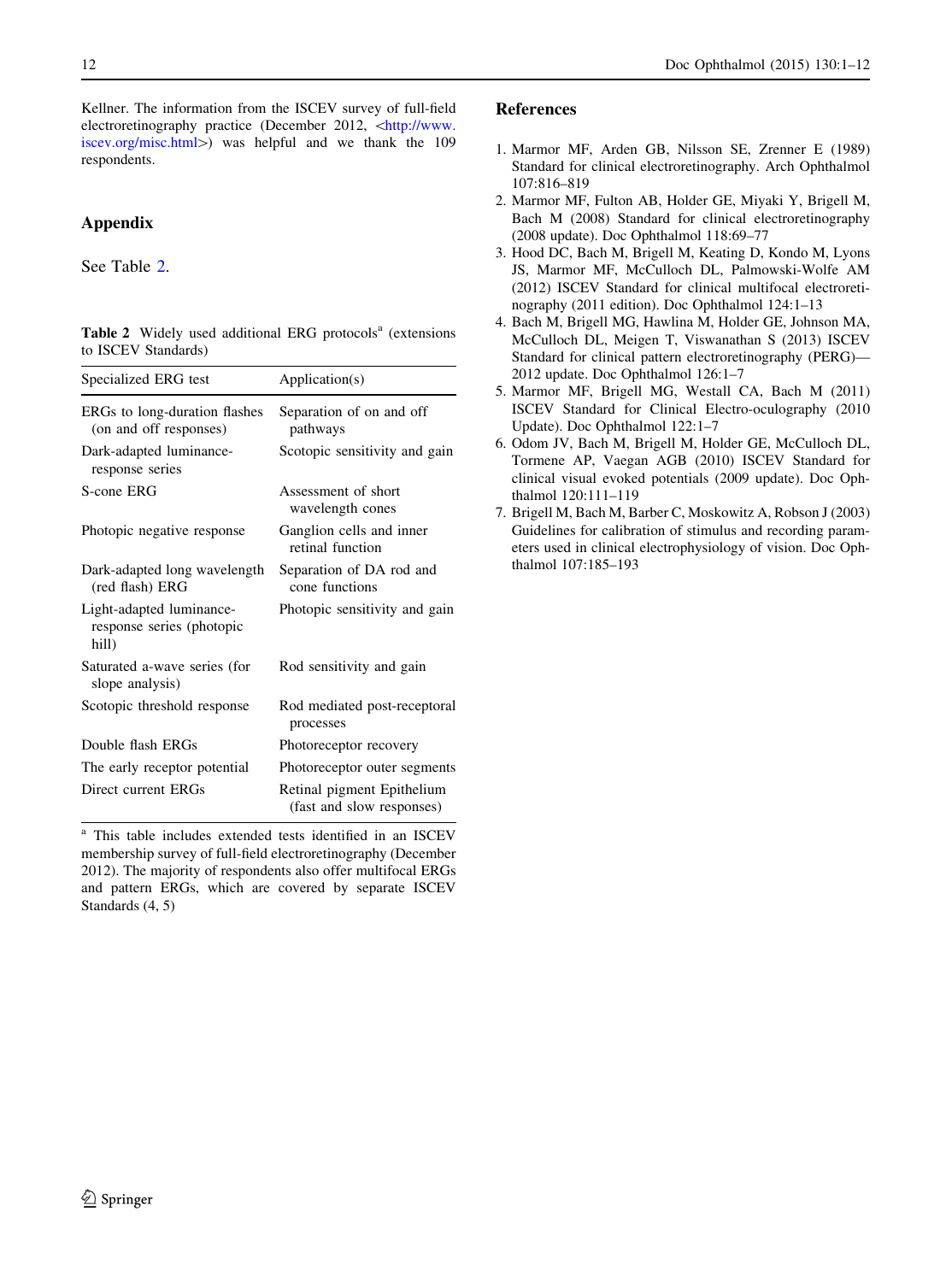Kellner. The information from the ISCEV survey of full-field electroretinography practice (December 2012, <http://www.iscev.org/misc.html>) was helpful and we thank the 109 respondents.

## Appendix

See Table 2.

**Table 2** Widely used additional ERG protocols[a] (extensions to ISCEV Standards)

| Specialized ERG test | Application(s) |
|---|---|
| ERGs to long-duration flashes (on and off responses) | Separation of on and off pathways |
| Dark-adapted luminance-response series | Scotopic sensitivity and gain |
| S-cone ERG | Assessment of short wavelength cones |
| Photopic negative response | Ganglion cells and inner retinal function |
| Dark-adapted long wavelength (red flash) ERG | Separation of DA rod and cone functions |
| Light-adapted luminance-response series (photopic hill) | Photopic sensitivity and gain |
| Saturated a-wave series (for slope analysis) | Rod sensitivity and gain |
| Scotopic threshold response | Rod mediated post-receptoral processes |
| Double flash ERGs | Photoreceptor recovery |
| The early receptor potential | Photoreceptor outer segments |
| Direct current ERGs | Retinal pigment Epithelium (fast and slow responses) |

[a] This table includes extended tests identified in an ISCEV membership survey of full-field electroretinography (December 2012). The majority of respondents also offer multifocal ERGs and pattern ERGs, which are covered by separate ISCEV Standards (4, 5)

## References

1. Marmor MF, Arden GB, Nilsson SE, Zrenner E (1989) Standard for clinical electroretinography. Arch Ophthalmol 107:816–819
2. Marmor MF, Fulton AB, Holder GE, Miyaki Y, Brigell M, Bach M (2008) Standard for clinical electroretinography (2008 update). Doc Ophthalmol 118:69–77
3. Hood DC, Bach M, Brigell M, Keating D, Kondo M, Lyons JS, Marmor MF, McCulloch DL, Palmowski-Wolfe AM (2012) ISCEV Standard for clinical multifocal electroretinography (2011 edition). Doc Ophthalmol 124:1–13
4. Bach M, Brigell MG, Hawlina M, Holder GE, Johnson MA, McCulloch DL, Meigen T, Viswanathan S (2013) ISCEV Standard for clinical pattern electroretinography (PERG)—2012 update. Doc Ophthalmol 126:1–7
5. Marmor MF, Brigell MG, Westall CA, Bach M (2011) ISCEV Standard for Clinical Electro-oculography (2010 Update). Doc Ophthalmol 122:1–7
6. Odom JV, Bach M, Brigell M, Holder GE, McCulloch DL, Tormene AP, Vaegan AGB (2010) ISCEV Standard for clinical visual evoked potentials (2009 update). Doc Ophthalmol 120:111–119
7. Brigell M, Bach M, Barber C, Moskowitz A, Robson J (2003) Guidelines for calibration of stimulus and recording parameters used in clinical electrophysiology of vision. Doc Ophthalmol 107:185–193